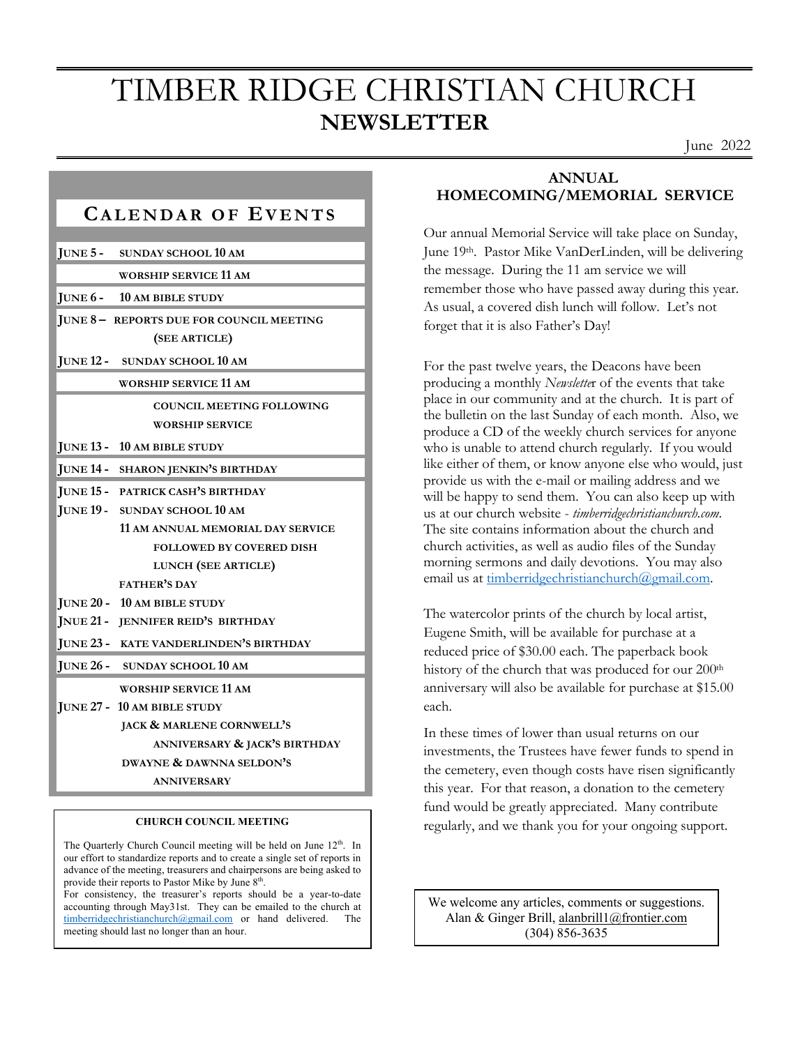# TIMBER RIDGE CHRISTIAN CHURCH
## NEWSLETTER

June 2022

## CALENDAR OF EVENTS

**JUNE 5 -** SUNDAY SCHOOL 10 AM
WORSHIP SERVICE 11 AM

**JUNE 6 -** 10 AM BIBLE STUDY

**JUNE 8 –** REPORTS DUE FOR COUNCIL MEETING (SEE ARTICLE)

**JUNE 12 -** SUNDAY SCHOOL 10 AM
WORSHIP SERVICE 11 AM
COUNCIL MEETING FOLLOWING WORSHIP SERVICE

**JUNE 13 -** 10 AM BIBLE STUDY

**JUNE 14 -** SHARON JENKIN'S BIRTHDAY

**JUNE 15 -** PATRICK CASH'S BIRTHDAY

**JUNE 19 -** SUNDAY SCHOOL 10 AM
11 AM ANNUAL MEMORIAL DAY SERVICE FOLLOWED BY COVERED DISH LUNCH (SEE ARTICLE)
FATHER'S DAY

**JUNE 20 -** 10 AM BIBLE STUDY

**JNUE 21 -** JENNIFER REID'S BIRTHDAY

**JUNE 23 -** KATE VANDERLINDEN'S BIRTHDAY

**JUNE 26 -** SUNDAY SCHOOL 10 AM
WORSHIP SERVICE 11 AM

**JUNE 27 -** 10 AM BIBLE STUDY
JACK & MARLENE CORNWELL'S ANNIVERSARY & JACK'S BIRTHDAY
DWAYNE & DAWNNA SELDON'S ANNIVERSARY

### CHURCH COUNCIL MEETING

The Quarterly Church Council meeting will be held on June 12th. In our effort to standardize reports and to create a single set of reports in advance of the meeting, treasurers and chairpersons are being asked to provide their reports to Pastor Mike by June 8th.

For consistency, the treasurer's reports should be a year-to-date accounting through May31st. They can be emailed to the church at timberridgechristianchurch@gmail.com or hand delivered. The meeting should last no longer than an hour.

## ANNUAL HOMECOMING/MEMORIAL SERVICE

Our annual Memorial Service will take place on Sunday, June 19th. Pastor Mike VanDerLinden, will be delivering the message. During the 11 am service we will remember those who have passed away during this year. As usual, a covered dish lunch will follow. Let's not forget that it is also Father's Day!

For the past twelve years, the Deacons have been producing a monthly *Newslette*r of the events that take place in our community and at the church. It is part of the bulletin on the last Sunday of each month. Also, we produce a CD of the weekly church services for anyone who is unable to attend church regularly. If you would like either of them, or know anyone else who would, just provide us with the e-mail or mailing address and we will be happy to send them. You can also keep up with us at our church website - *timberridgechristianchurch.com*. The site contains information about the church and church activities, as well as audio files of the Sunday morning sermons and daily devotions. You may also email us at timberridgechristianchurch@gmail.com.

The watercolor prints of the church by local artist, Eugene Smith, will be available for purchase at a reduced price of $30.00 each. The paperback book history of the church that was produced for our 200th anniversary will also be available for purchase at $15.00 each.

In these times of lower than usual returns on our investments, the Trustees have fewer funds to spend in the cemetery, even though costs have risen significantly this year. For that reason, a donation to the cemetery fund would be greatly appreciated. Many contribute regularly, and we thank you for your ongoing support.

We welcome any articles, comments or suggestions.
Alan & Ginger Brill, alanbrill1@frontier.com
(304) 856-3635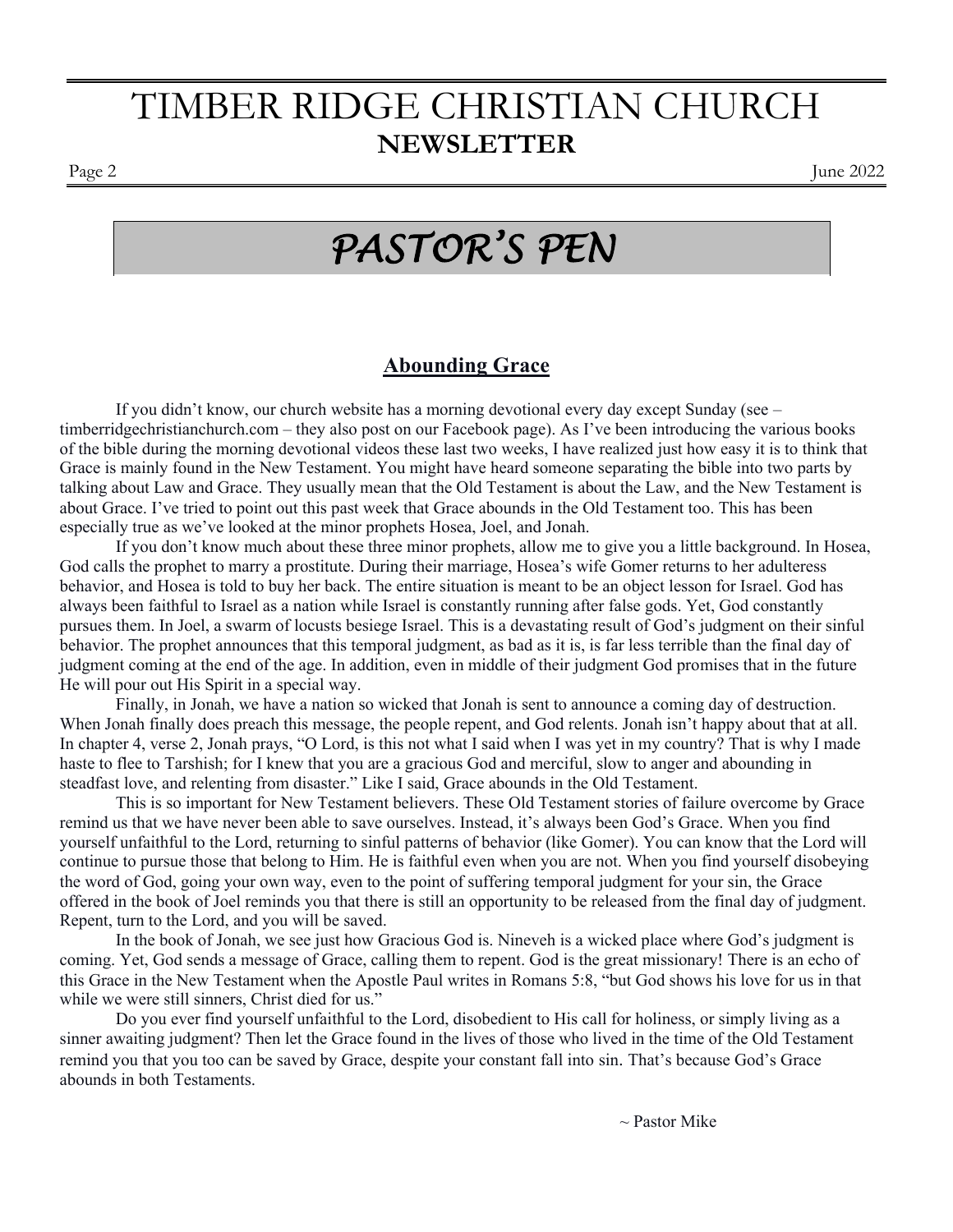# TIMBER RIDGE CHRISTIAN CHURCH
## NEWSLETTER

June 2022

# *PASTOR'S PEN*

## **Abounding Grace**

If you didn't know, our church website has a morning devotional every day except Sunday (see – timberridgechristianchurch.com – they also post on our Facebook page). As I've been introducing the various books of the bible during the morning devotional videos these last two weeks, I have realized just how easy it is to think that Grace is mainly found in the New Testament. You might have heard someone separating the bible into two parts by talking about Law and Grace. They usually mean that the Old Testament is about the Law, and the New Testament is about Grace. I've tried to point out this past week that Grace abounds in the Old Testament too. This has been especially true as we've looked at the minor prophets Hosea, Joel, and Jonah.

If you don't know much about these three minor prophets, allow me to give you a little background. In Hosea, God calls the prophet to marry a prostitute. During their marriage, Hosea's wife Gomer returns to her adulteress behavior, and Hosea is told to buy her back. The entire situation is meant to be an object lesson for Israel. God has always been faithful to Israel as a nation while Israel is constantly running after false gods. Yet, God constantly pursues them. In Joel, a swarm of locusts besiege Israel. This is a devastating result of God's judgment on their sinful behavior. The prophet announces that this temporal judgment, as bad as it is, is far less terrible than the final day of judgment coming at the end of the age. In addition, even in middle of their judgment God promises that in the future He will pour out His Spirit in a special way.

Finally, in Jonah, we have a nation so wicked that Jonah is sent to announce a coming day of destruction. When Jonah finally does preach this message, the people repent, and God relents. Jonah isn't happy about that at all. In chapter 4, verse 2, Jonah prays, "O Lord, is this not what I said when I was yet in my country? That is why I made haste to flee to Tarshish; for I knew that you are a gracious God and merciful, slow to anger and abounding in steadfast love, and relenting from disaster." Like I said, Grace abounds in the Old Testament.

This is so important for New Testament believers. These Old Testament stories of failure overcome by Grace remind us that we have never been able to save ourselves. Instead, it's always been God's Grace. When you find yourself unfaithful to the Lord, returning to sinful patterns of behavior (like Gomer). You can know that the Lord will continue to pursue those that belong to Him. He is faithful even when you are not. When you find yourself disobeying the word of God, going your own way, even to the point of suffering temporal judgment for your sin, the Grace offered in the book of Joel reminds you that there is still an opportunity to be released from the final day of judgment. Repent, turn to the Lord, and you will be saved.

In the book of Jonah, we see just how Gracious God is. Nineveh is a wicked place where God's judgment is coming. Yet, God sends a message of Grace, calling them to repent. God is the great missionary! There is an echo of this Grace in the New Testament when the Apostle Paul writes in Romans 5:8, "but God shows his love for us in that while we were still sinners, Christ died for us."

Do you ever find yourself unfaithful to the Lord, disobedient to His call for holiness, or simply living as a sinner awaiting judgment? Then let the Grace found in the lives of those who lived in the time of the Old Testament remind you that you too can be saved by Grace, despite your constant fall into sin. That's because God's Grace abounds in both Testaments.

~ Pastor Mike